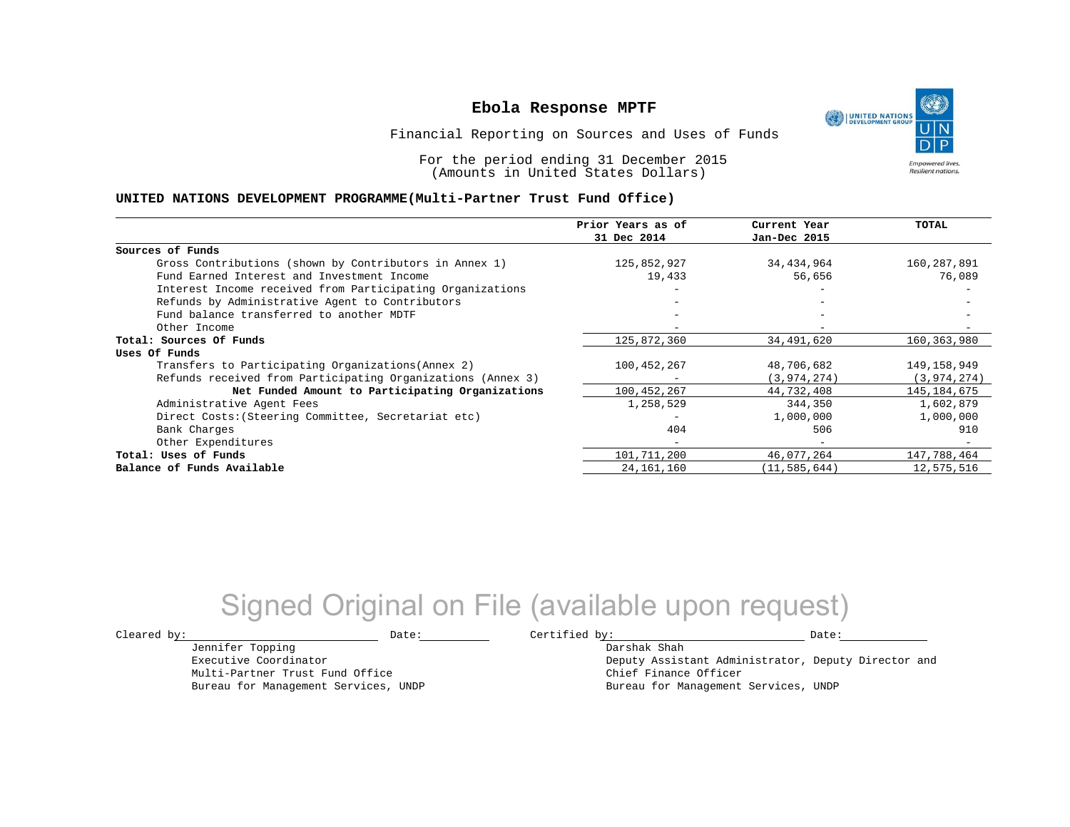# Ebola Response MPTF

Financial Reporting on Sources and Uses of Funds

For the period ending 31 December 2015
(Amounts in United States Dollars)

**UNITED NATIONS DEVELOPMENT PROGRAMME(Multi-Partner Trust Fund Office)**

| | Prior Years as of 31 Dec 2014 | Current Year Jan-Dec 2015 | TOTAL |
|---|---|---|---|
| **Sources of Funds** | | | |
| Gross Contributions (shown by Contributors in Annex 1) | 125,852,927 | 34,434,964 | 160,287,891 |
| Fund Earned Interest and Investment Income | 19,433 | 56,656 | 76,089 |
| Interest Income received from Participating Organizations | - | - | - |
| Refunds by Administrative Agent to Contributors | - | - | - |
| Fund balance transferred to another MDTF | - | - | - |
| Other Income | - | - | - |
| **Total: Sources Of Funds** | 125,872,360 | 34,491,620 | 160,363,980 |
| **Uses Of Funds** | | | |
| Transfers to Participating Organizations(Annex 2) | 100,452,267 | 48,706,682 | 149,158,949 |
| Refunds received from Participating Organizations (Annex 3) | - | (3,974,274) | (3,974,274) |
| **Net Funded Amount to Participating Organizations** | 100,452,267 | 44,732,408 | 145,184,675 |
| Administrative Agent Fees | 1,258,529 | 344,350 | 1,602,879 |
| Direct Costs:(Steering Committee, Secretariat etc) | - | 1,000,000 | 1,000,000 |
| Bank Charges | 404 | 506 | 910 |
| Other Expenditures | - | - | - |
| **Total: Uses of Funds** | 101,711,200 | 46,077,264 | 147,788,464 |
| **Balance of Funds Available** | 24,161,160 | (11,585,644) | 12,575,516 |

Signed Original on File (available upon request)

Cleared by: \_\_\_\_\_\_\_\_\_\_ Date: \_\_\_\_\_\_\_\_\_\_
Jennifer Topping
Executive Coordinator
Multi-Partner Trust Fund Office
Bureau for Management Services, UNDP

Certified by: \_\_\_\_\_\_\_\_\_\_ Date: \_\_\_\_\_\_\_\_\_\_
Darshak Shah
Deputy Assistant Administrator, Deputy Director and Chief Finance Officer
Bureau for Management Services, UNDP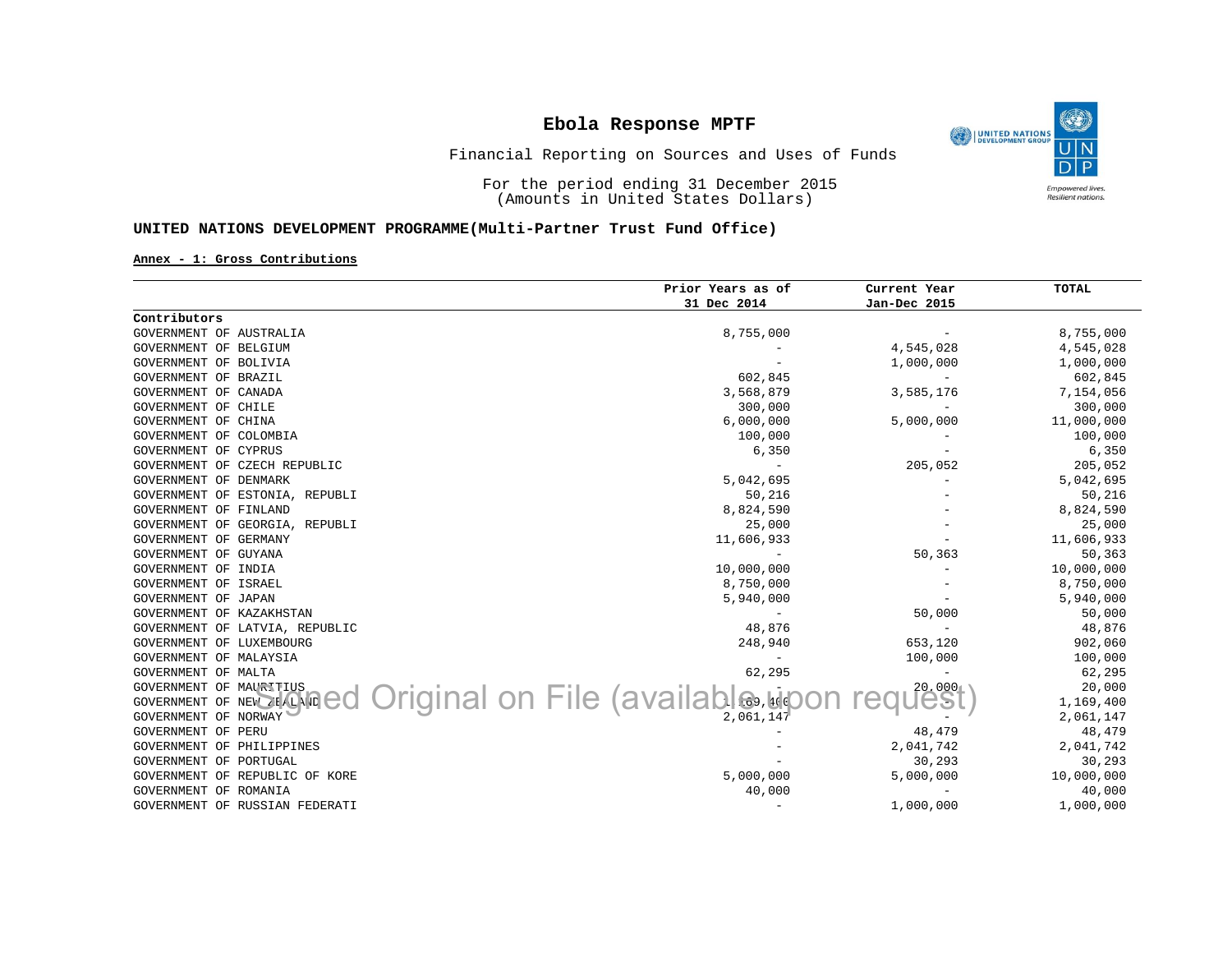# Ebola Response MPTF

Financial Reporting on Sources and Uses of Funds

For the period ending 31 December 2015
(Amounts in United States Dollars)

**UNITED NATIONS DEVELOPMENT PROGRAMME(Multi-Partner Trust Fund Office)**

**Annex - 1: Gross Contributions**

| Contributors | Prior Years as of 31 Dec 2014 | Current Year Jan-Dec 2015 | TOTAL |
|---|---|---|---|
| GOVERNMENT OF AUSTRALIA | 8,755,000 | - | 8,755,000 |
| GOVERNMENT OF BELGIUM | - | 4,545,028 | 4,545,028 |
| GOVERNMENT OF BOLIVIA | - | 1,000,000 | 1,000,000 |
| GOVERNMENT OF BRAZIL | 602,845 | - | 602,845 |
| GOVERNMENT OF CANADA | 3,568,879 | 3,585,176 | 7,154,056 |
| GOVERNMENT OF CHILE | 300,000 | - | 300,000 |
| GOVERNMENT OF CHINA | 6,000,000 | 5,000,000 | 11,000,000 |
| GOVERNMENT OF COLOMBIA | 100,000 | - | 100,000 |
| GOVERNMENT OF CYPRUS | 6,350 | - | 6,350 |
| GOVERNMENT OF CZECH REPUBLIC | - | 205,052 | 205,052 |
| GOVERNMENT OF DENMARK | 5,042,695 | - | 5,042,695 |
| GOVERNMENT OF ESTONIA, REPUBLI | 50,216 | - | 50,216 |
| GOVERNMENT OF FINLAND | 8,824,590 | - | 8,824,590 |
| GOVERNMENT OF GEORGIA, REPUBLI | 25,000 | - | 25,000 |
| GOVERNMENT OF GERMANY | 11,606,933 | - | 11,606,933 |
| GOVERNMENT OF GUYANA | - | 50,363 | 50,363 |
| GOVERNMENT OF INDIA | 10,000,000 | - | 10,000,000 |
| GOVERNMENT OF ISRAEL | 8,750,000 | - | 8,750,000 |
| GOVERNMENT OF JAPAN | 5,940,000 | - | 5,940,000 |
| GOVERNMENT OF KAZAKHSTAN | - | 50,000 | 50,000 |
| GOVERNMENT OF LATVIA, REPUBLIC | 48,876 | - | 48,876 |
| GOVERNMENT OF LUXEMBOURG | 248,940 | 653,120 | 902,060 |
| GOVERNMENT OF MALAYSIA | - | 100,000 | 100,000 |
| GOVERNMENT OF MALTA | 62,295 | - | 62,295 |
| GOVERNMENT OF MAURITIUS | - | 20,000 | 20,000 |
| GOVERNMENT OF NEW ZEALAND | 1,169,400 | - | 1,169,400 |
| GOVERNMENT OF NORWAY | 2,061,147 | - | 2,061,147 |
| GOVERNMENT OF PERU | - | 48,479 | 48,479 |
| GOVERNMENT OF PHILIPPINES | - | 2,041,742 | 2,041,742 |
| GOVERNMENT OF PORTUGAL | - | 30,293 | 30,293 |
| GOVERNMENT OF REPUBLIC OF KORE | 5,000,000 | 5,000,000 | 10,000,000 |
| GOVERNMENT OF ROMANIA | 40,000 | - | 40,000 |
| GOVERNMENT OF RUSSIAN FEDERATI | - | 1,000,000 | 1,000,000 |

Signed Original on File (available upon request)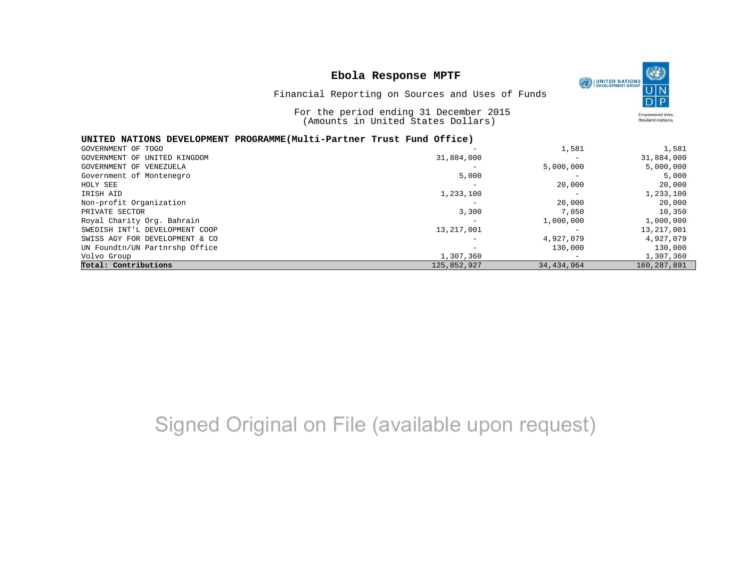# Ebola Response MPTF

Financial Reporting on Sources and Uses of Funds

For the period ending 31 December 2015
(Amounts in United States Dollars)

| UNITED NATIONS DEVELOPMENT PROGRAMME(Multi-Partner Trust Fund Office) | | | |
|---|---|---|---|
| GOVERNMENT OF TOGO | - | 1,581 | 1,581 |
| GOVERNMENT OF UNITED KINGDOM | 31,884,000 | - | 31,884,000 |
| GOVERNMENT OF VENEZUELA | - | 5,000,000 | 5,000,000 |
| Government of Montenegro | 5,000 | - | 5,000 |
| HOLY SEE | - | 20,000 | 20,000 |
| IRISH AID | 1,233,100 | - | 1,233,100 |
| Non-profit Organization | - | 20,000 | 20,000 |
| PRIVATE SECTOR | 3,300 | 7,050 | 10,350 |
| Royal Charity Org. Bahrain | - | 1,000,000 | 1,000,000 |
| SWEDISH INT'L DEVELOPMENT COOP | 13,217,001 | - | 13,217,001 |
| SWISS AGY FOR DEVELOPMENT & CO | - | 4,927,079 | 4,927,079 |
| UN Foundtn/UN Partnrshp Office | - | 130,000 | 130,000 |
| Volvo Group | 1,307,360 | - | 1,307,360 |
| **Total: Contributions** | 125,852,927 | 34,434,964 | 160,287,891 |

Signed Original on File (available upon request)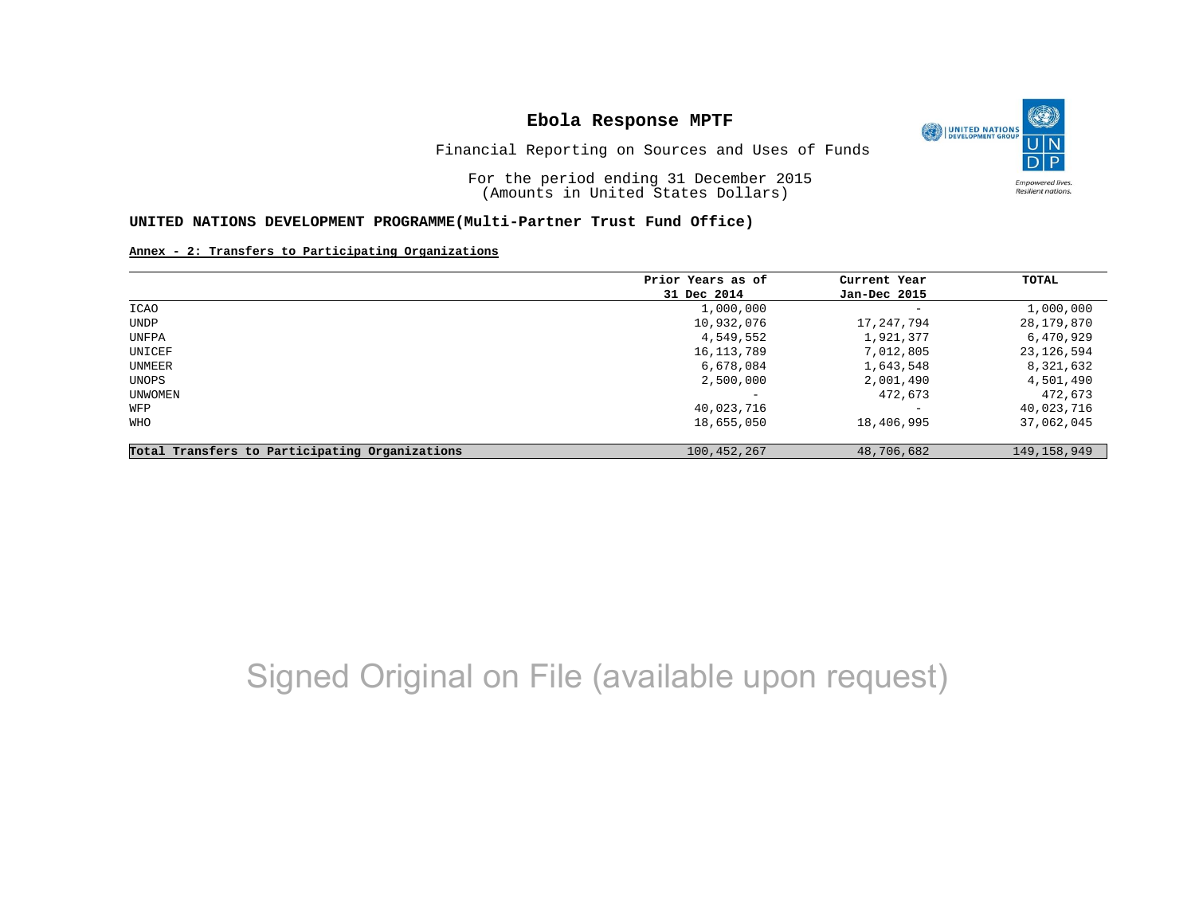# Ebola Response MPTF

Financial Reporting on Sources and Uses of Funds

For the period ending 31 December 2015
(Amounts in United States Dollars)

**UNITED NATIONS DEVELOPMENT PROGRAMME(Multi-Partner Trust Fund Office)**

**Annex - 2: Transfers to Participating Organizations**

| | Prior Years as of 31 Dec 2014 | Current Year Jan-Dec 2015 | TOTAL |
|---|---|---|---|
| ICAO | 1,000,000 | - | 1,000,000 |
| UNDP | 10,932,076 | 17,247,794 | 28,179,870 |
| UNFPA | 4,549,552 | 1,921,377 | 6,470,929 |
| UNICEF | 16,113,789 | 7,012,805 | 23,126,594 |
| UNMEER | 6,678,084 | 1,643,548 | 8,321,632 |
| UNOPS | 2,500,000 | 2,001,490 | 4,501,490 |
| UNWOMEN | - | 472,673 | 472,673 |
| WFP | 40,023,716 | - | 40,023,716 |
| WHO | 18,655,050 | 18,406,995 | 37,062,045 |
| **Total Transfers to Participating Organizations** | 100,452,267 | 48,706,682 | 149,158,949 |

Signed Original on File (available upon request)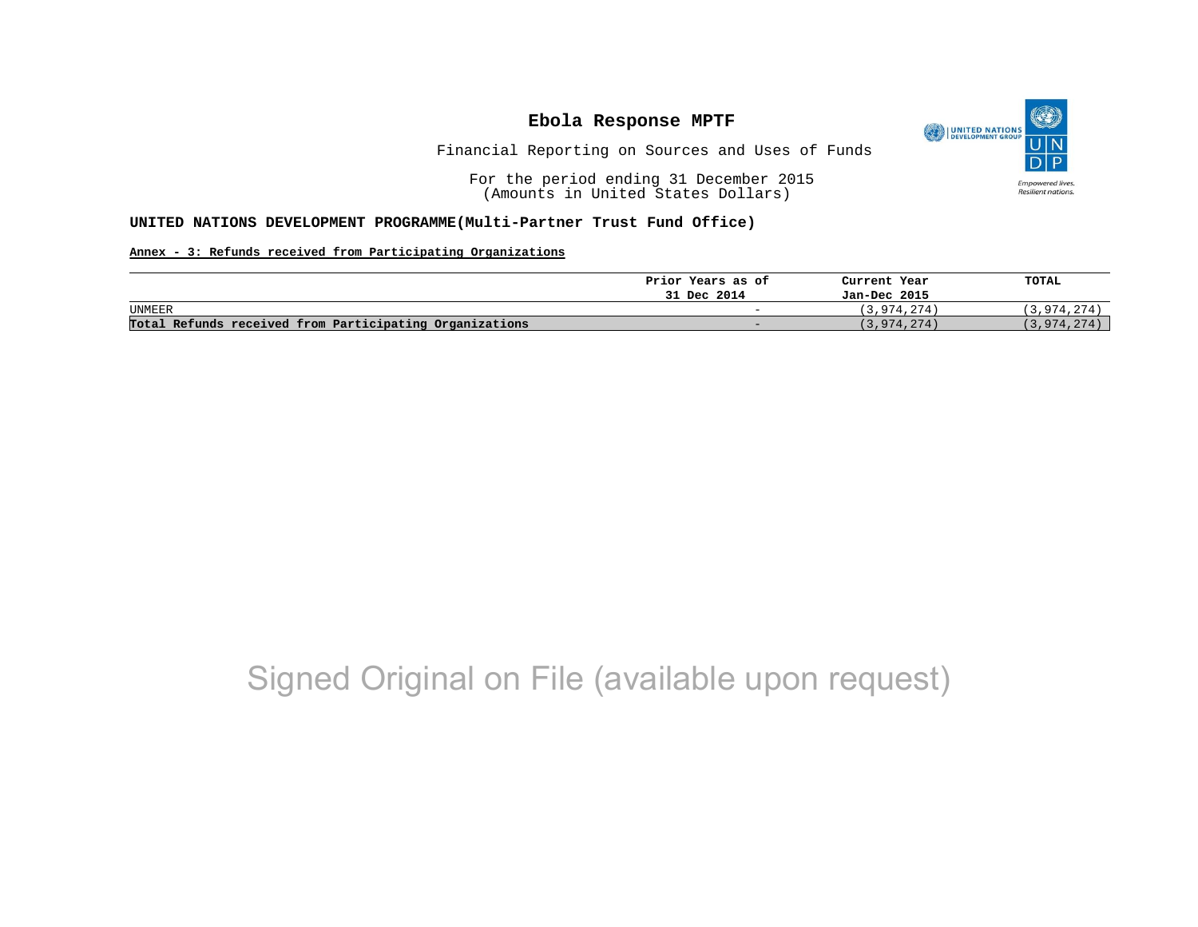# Ebola Response MPTF

Financial Reporting on Sources and Uses of Funds

For the period ending 31 December 2015
(Amounts in United States Dollars)

**UNITED NATIONS DEVELOPMENT PROGRAMME(Multi-Partner Trust Fund Office)**

**Annex - 3: Refunds received from Participating Organizations**

| | Prior Years as of 31 Dec 2014 | Current Year Jan-Dec 2015 | TOTAL |
|---|---|---|---|
| UNMEER | - | (3,974,274) | (3,974,274) |
| **Total Refunds received from Participating Organizations** | - | (3,974,274) | (3,974,274) |

Signed Original on File (available upon request)